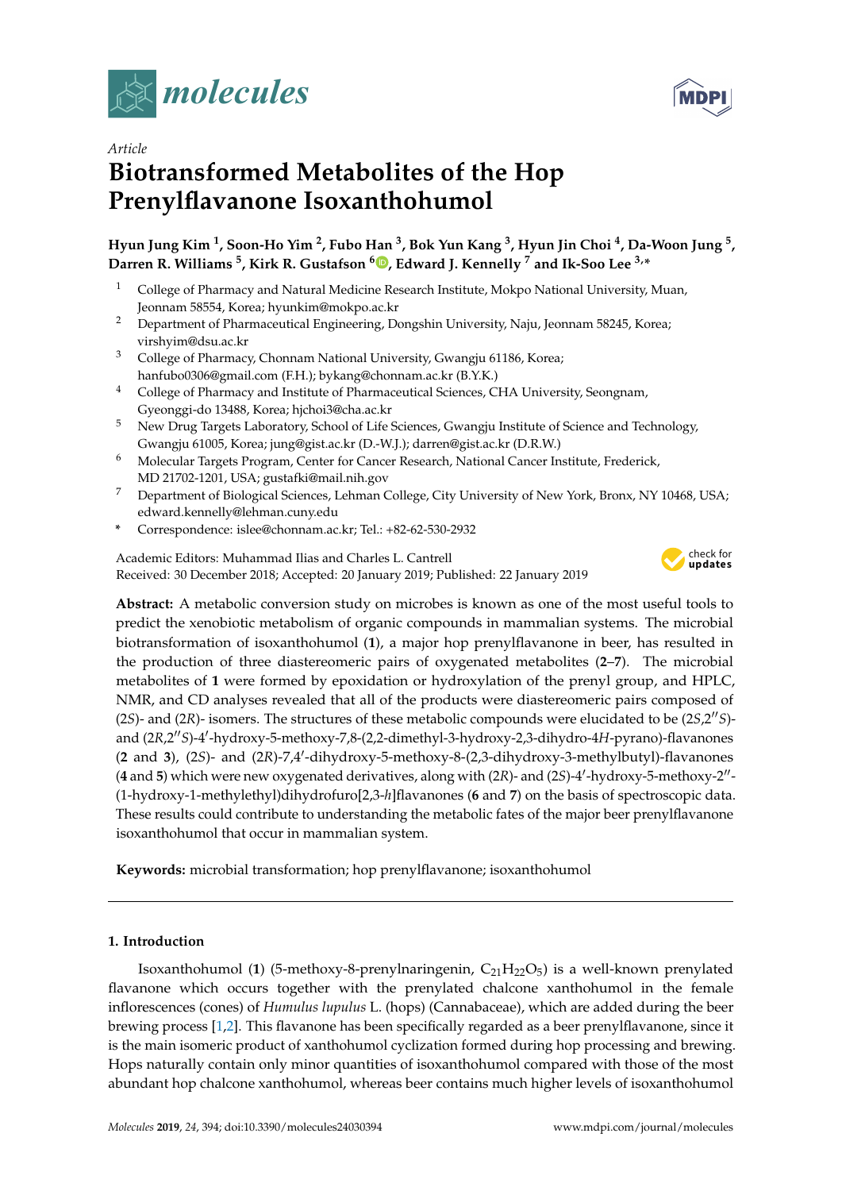*Article*

# Biotransformed Metabolites of the Hop Prenylflavanone Isoxanthohumol

**Hyun Jung Kim [1], Soon-Ho Yim [2], Fubo Han [3], Bok Yun Kang [3], Hyun Jin Choi [4], Da-Woon Jung [5], Darren R. Williams [5], Kirk R. Gustafson [6], Edward J. Kennelly [7] and Ik-Soo Lee [3,*]**

1. College of Pharmacy and Natural Medicine Research Institute, Mokpo National University, Muan, Jeonnam 58554, Korea; hyunkim@mokpo.ac.kr
2. Department of Pharmaceutical Engineering, Dongshin University, Naju, Jeonnam 58245, Korea; virshyim@dsu.ac.kr
3. College of Pharmacy, Chonnam National University, Gwangju 61186, Korea; hanfubo0306@gmail.com (F.H.); bykang@chonnam.ac.kr (B.Y.K.)
4. College of Pharmacy and Institute of Pharmaceutical Sciences, CHA University, Seongnam, Gyeonggi-do 13488, Korea; hjchoi3@cha.ac.kr
5. New Drug Targets Laboratory, School of Life Sciences, Gwangju Institute of Science and Technology, Gwangju 61005, Korea; jung@gist.ac.kr (D.-W.J.); darren@gist.ac.kr (D.R.W.)
6. Molecular Targets Program, Center for Cancer Research, National Cancer Institute, Frederick, MD 21702-1201, USA; gustafki@mail.nih.gov
7. Department of Biological Sciences, Lehman College, City University of New York, Bronx, NY 10468, USA; edward.kennelly@lehman.cuny.edu

\* Correspondence: islee@chonnam.ac.kr; Tel.: +82-62-530-2932

Academic Editors: Muhammad Ilias and Charles L. Cantrell
Received: 30 December 2018; Accepted: 20 January 2019; Published: 22 January 2019

**Abstract:** A metabolic conversion study on microbes is known as one of the most useful tools to predict the xenobiotic metabolism of organic compounds in mammalian systems. The microbial biotransformation of isoxanthohumol (**1**), a major hop prenylflavanone in beer, has resulted in the production of three diastereomeric pairs of oxygenated metabolites (**2**–**7**). The microbial metabolites of **1** were formed by epoxidation or hydroxylation of the prenyl group, and HPLC, NMR, and CD analyses revealed that all of the products were diastereomeric pairs composed of (2*S*)- and (2*R*)- isomers. The structures of these metabolic compounds were elucidated to be (2*S*,2″*S*)- and (2*R*,2″*S*)-4′-hydroxy-5-methoxy-7,8-(2,2-dimethyl-3-hydroxy-2,3-dihydro-4*H*-pyrano)-flavanones (**2** and **3**), (2*S*)- and (2*R*)-7,4′-dihydroxy-5-methoxy-8-(2,3-dihydroxy-3-methylbutyl)-flavanones (**4** and **5**) which were new oxygenated derivatives, along with (2*R*)- and (2*S*)-4′-hydroxy-5-methoxy-2″-(1-hydroxy-1-methylethyl)dihydrofuro[2,3-*h*]flavanones (**6** and **7**) on the basis of spectroscopic data. These results could contribute to understanding the metabolic fates of the major beer prenylflavanone isoxanthohumol that occur in mammalian system.

**Keywords:** microbial transformation; hop prenylflavanone; isoxanthohumol

## 1. Introduction

Isoxanthohumol (**1**) (5-methoxy-8-prenylnaringenin, $C_{21}H_{22}O_5$) is a well-known prenylated flavanone which occurs together with the prenylated chalcone xanthohumol in the female inflorescences (cones) of *Humulus lupulus* L. (hops) (Cannabaceae), which are added during the beer brewing process [1,2]. This flavanone has been specifically regarded as a beer prenylflavanone, since it is the main isomeric product of xanthohumol cyclization formed during hop processing and brewing. Hops naturally contain only minor quantities of isoxanthohumol compared with those of the most abundant hop chalcone xanthohumol, whereas beer contains much higher levels of isoxanthohumol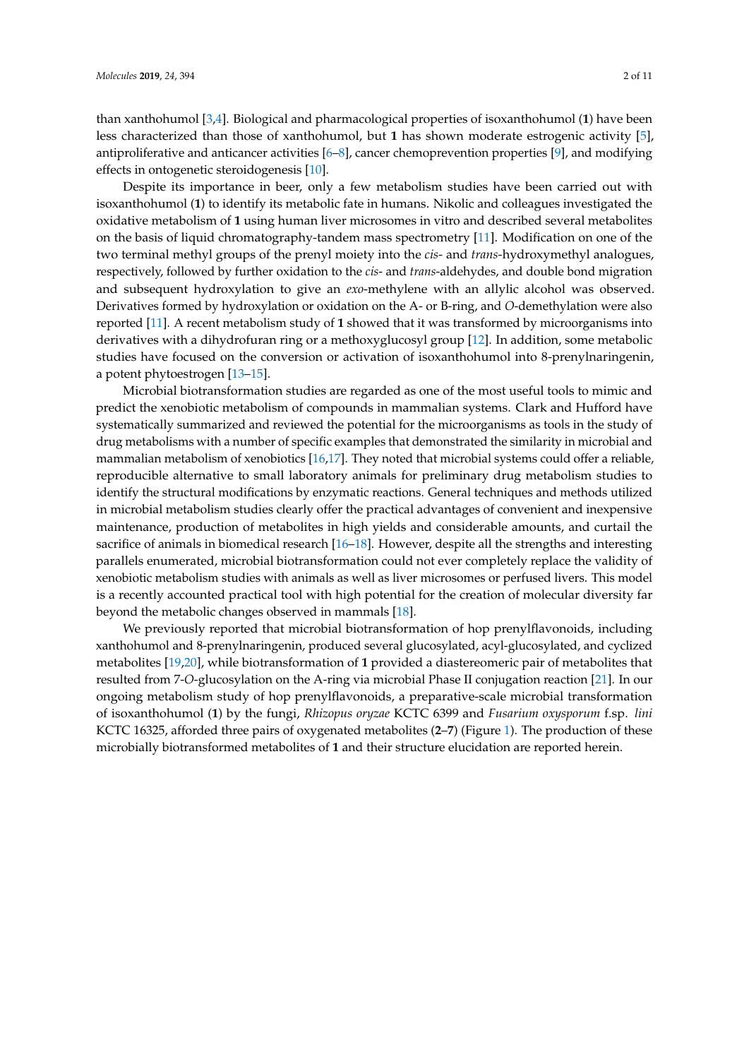than xanthohumol [3,4]. Biological and pharmacological properties of isoxanthohumol (**1**) have been less characterized than those of xanthohumol, but **1** has shown moderate estrogenic activity [5], antiproliferative and anticancer activities [6–8], cancer chemoprevention properties [9], and modifying effects in ontogenetic steroidogenesis [10].

Despite its importance in beer, only a few metabolism studies have been carried out with isoxanthohumol (**1**) to identify its metabolic fate in humans. Nikolic and colleagues investigated the oxidative metabolism of **1** using human liver microsomes in vitro and described several metabolites on the basis of liquid chromatography-tandem mass spectrometry [11]. Modification on one of the two terminal methyl groups of the prenyl moiety into the *cis*- and *trans*-hydroxymethyl analogues, respectively, followed by further oxidation to the *cis*- and *trans*-aldehydes, and double bond migration and subsequent hydroxylation to give an *exo*-methylene with an allylic alcohol was observed. Derivatives formed by hydroxylation or oxidation on the A- or B-ring, and *O*-demethylation were also reported [11]. A recent metabolism study of **1** showed that it was transformed by microorganisms into derivatives with a dihydrofuran ring or a methoxyglucosyl group [12]. In addition, some metabolic studies have focused on the conversion or activation of isoxanthohumol into 8-prenylnaringenin, a potent phytoestrogen [13–15].

Microbial biotransformation studies are regarded as one of the most useful tools to mimic and predict the xenobiotic metabolism of compounds in mammalian systems. Clark and Hufford have systematically summarized and reviewed the potential for the microorganisms as tools in the study of drug metabolisms with a number of specific examples that demonstrated the similarity in microbial and mammalian metabolism of xenobiotics [16,17]. They noted that microbial systems could offer a reliable, reproducible alternative to small laboratory animals for preliminary drug metabolism studies to identify the structural modifications by enzymatic reactions. General techniques and methods utilized in microbial metabolism studies clearly offer the practical advantages of convenient and inexpensive maintenance, production of metabolites in high yields and considerable amounts, and curtail the sacrifice of animals in biomedical research [16–18]. However, despite all the strengths and interesting parallels enumerated, microbial biotransformation could not ever completely replace the validity of xenobiotic metabolism studies with animals as well as liver microsomes or perfused livers. This model is a recently accounted practical tool with high potential for the creation of molecular diversity far beyond the metabolic changes observed in mammals [18].

We previously reported that microbial biotransformation of hop prenylflavonoids, including xanthohumol and 8-prenylnaringenin, produced several glucosylated, acyl-glucosylated, and cyclized metabolites [19,20], while biotransformation of **1** provided a diastereomeric pair of metabolites that resulted from 7-*O*-glucosylation on the A-ring via microbial Phase II conjugation reaction [21]. In our ongoing metabolism study of hop prenylflavonoids, a preparative-scale microbial transformation of isoxanthohumol (**1**) by the fungi, *Rhizopus oryzae* KCTC 6399 and *Fusarium oxysporum* f.sp. *lini* KCTC 16325, afforded three pairs of oxygenated metabolites (**2**–**7**) (Figure 1). The production of these microbially biotransformed metabolites of **1** and their structure elucidation are reported herein.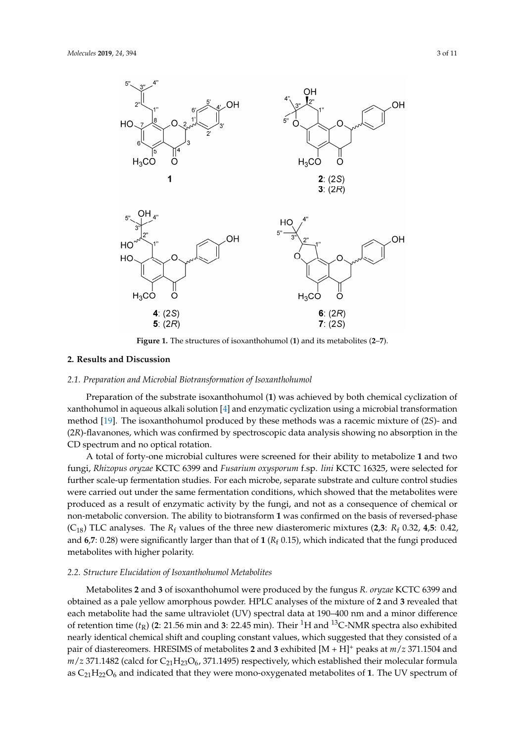Figure 1. The structures of isoxanthohumol (**1**) and its metabolites (**2**–**7**).

## 2. Results and Discussion

### 2.1. Preparation and Microbial Biotransformation of Isoxanthohumol

Preparation of the substrate isoxanthohumol (**1**) was achieved by both chemical cyclization of xanthohumol in aqueous alkali solution [4] and enzymatic cyclization using a microbial transformation method [19]. The isoxanthohumol produced by these methods was a racemic mixture of (2*S*)- and (2*R*)-flavanones, which was confirmed by spectroscopic data analysis showing no absorption in the CD spectrum and no optical rotation.

A total of forty-one microbial cultures were screened for their ability to metabolize **1** and two fungi, *Rhizopus oryzae* KCTC 6399 and *Fusarium oxysporum* f.sp. *lini* KCTC 16325, were selected for further scale-up fermentation studies. For each microbe, separate substrate and culture control studies were carried out under the same fermentation conditions, which showed that the metabolites were produced as a result of enzymatic activity by the fungi, and not as a consequence of chemical or non-metabolic conversion. The ability to biotransform **1** was confirmed on the basis of reversed-phase ($C_{18}$) TLC analyses. The $R_f$ values of the three new diasteromeric mixtures (**2**,**3**: $R_f$ 0.32, **4**,**5**: 0.42, and **6**,**7**: 0.28) were significantly larger than that of **1** ($R_f$ 0.15), which indicated that the fungi produced metabolites with higher polarity.

### 2.2. Structure Elucidation of Isoxanthohumol Metabolites

Metabolites **2** and **3** of isoxanthohumol were produced by the fungus *R. oryzae* KCTC 6399 and obtained as a pale yellow amorphous powder. HPLC analyses of the mixture of **2** and **3** revealed that each metabolite had the same ultraviolet (UV) spectral data at 190–400 nm and a minor difference of retention time ($t_R$) (**2**: 21.56 min and **3**: 22.45 min). Their $^1H$ and $^{13}C$-NMR spectra also exhibited nearly identical chemical shift and coupling constant values, which suggested that they consisted of a pair of diastereomers. HRESIMS of metabolites **2** and **3** exhibited $[M + H]^+$ peaks at $m/z$ 371.1504 and $m/z$ 371.1482 (calcd for $C_{21}H_{23}O_6$, 371.1495) respectively, which established their molecular formula as $C_{21}H_{22}O_6$ and indicated that they were mono-oxygenated metabolites of **1**. The UV spectrum of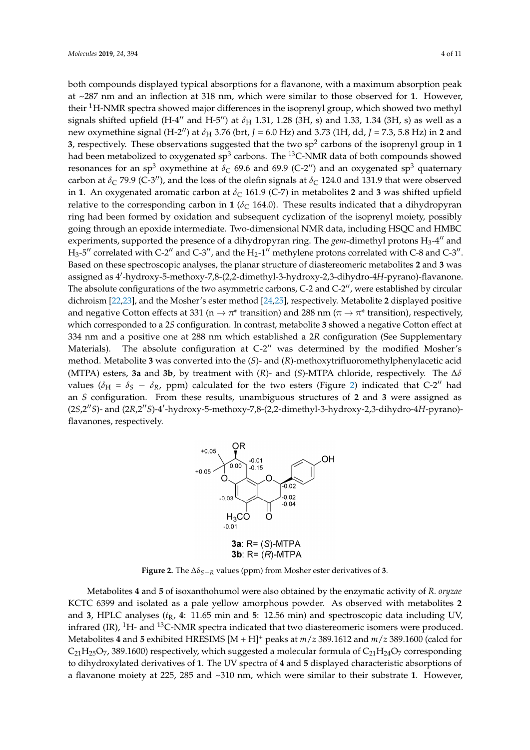both compounds displayed typical absorptions for a flavanone, with a maximum absorption peak at ~287 nm and an inflection at 318 nm, which were similar to those observed for **1**. However, their $^{1}$H-NMR spectra showed major differences in the isoprenyl group, which showed two methyl signals shifted upfield (H-4″ and H-5″) at $\delta_H$ 1.31, 1.28 (3H, s) and 1.33, 1.34 (3H, s) as well as a new oxymethine signal (H-2″) at $\delta_H$ 3.76 (brt, $J$ = 6.0 Hz) and 3.73 (1H, dd, $J$ = 7.3, 5.8 Hz) in **2** and **3**, respectively. These observations suggested that the two sp$^2$ carbons of the isoprenyl group in **1** had been metabolized to oxygenated sp$^3$ carbons. The $^{13}$C-NMR data of both compounds showed resonances for an sp$^3$ oxymethine at $\delta_C$ 69.6 and 69.9 (C-2″) and an oxygenated sp$^3$ quaternary carbon at $\delta_C$ 79.9 (C-3″), and the loss of the olefin signals at $\delta_C$ 124.0 and 131.9 that were observed in **1**. An oxygenated aromatic carbon at $\delta_C$ 161.9 (C-7) in metabolites **2** and **3** was shifted upfield relative to the corresponding carbon in **1** ($\delta_C$ 164.0). These results indicated that a dihydropyran ring had been formed by oxidation and subsequent cyclization of the isoprenyl moiety, possibly going through an epoxide intermediate. Two-dimensional NMR data, including HSQC and HMBC experiments, supported the presence of a dihydropyran ring. The *gem*-dimethyl protons $H_3$-4″ and $H_3$-5″ correlated with C-2″ and C-3″, and the $H_2$-1″ methylene protons correlated with C-8 and C-3″. Based on these spectroscopic analyses, the planar structure of diastereomeric metabolites **2** and **3** was assigned as 4′-hydroxy-5-methoxy-7,8-(2,2-dimethyl-3-hydroxy-2,3-dihydro-4*H*-pyrano)-flavanone. The absolute configurations of the two asymmetric carbons, C-2 and C-2″, were established by circular dichroism [22,23], and the Mosher's ester method [24,25], respectively. Metabolite **2** displayed positive and negative Cotton effects at 331 (n → π* transition) and 288 nm (π → π* transition), respectively, which corresponded to a 2*S* configuration. In contrast, metabolite **3** showed a negative Cotton effect at 334 nm and a positive one at 288 nm which established a 2*R* configuration (See Supplementary Materials). The absolute configuration at C-2″ was determined by the modified Mosher's method. Metabolite **3** was converted into the (*S*)- and (*R*)-methoxytrifluoromethylphenylacetic acid (MTPA) esters, **3a** and **3b**, by treatment with (*R*)- and (*S*)-MTPA chloride, respectively. The $\Delta\delta$ values ($\delta_H = \delta_S - \delta_R$, ppm) calculated for the two esters (Figure 2) indicated that C-2″ had an *S* configuration. From these results, unambiguous structures of **2** and **3** were assigned as (2*S*,2″*S*)- and (2*R*,2″*S*)-4′-hydroxy-5-methoxy-7,8-(2,2-dimethyl-3-hydroxy-2,3-dihydro-4*H*-pyrano)-flavanones, respectively.

OR
+0.05
0.00
-0.01
-0.15
+0.05
OH
-0.02
-0.03
-0.02
-0.04
$H_3CO$
-0.01
**3a**: R= (*S*)-MTPA
**3b**: R= (*R*)-MTPA

**Figure 2.** The $\Delta\delta_{S-R}$ values (ppm) from Mosher ester derivatives of **3**.

Metabolites **4** and **5** of isoxanthohumol were also obtained by the enzymatic activity of *R. oryzae* KCTC 6399 and isolated as a pale yellow amorphous powder. As observed with metabolites **2** and **3**, HPLC analyses ($t_R$, **4**: 11.65 min and **5**: 12.56 min) and spectroscopic data including UV, infrared (IR), $^{1}$H- and $^{13}$C-NMR spectra indicated that two diastereomeric isomers were produced. Metabolites **4** and **5** exhibited HRESIMS $[M + H]^+$ peaks at $m/z$ 389.1612 and $m/z$ 389.1600 (calcd for $C_{21}H_{25}O_7$, 389.1600) respectively, which suggested a molecular formula of $C_{21}H_{24}O_7$ corresponding to dihydroxylated derivatives of **1**. The UV spectra of **4** and **5** displayed characteristic absorptions of a flavanone moiety at 225, 285 and ~310 nm, which were similar to their substrate **1**. However,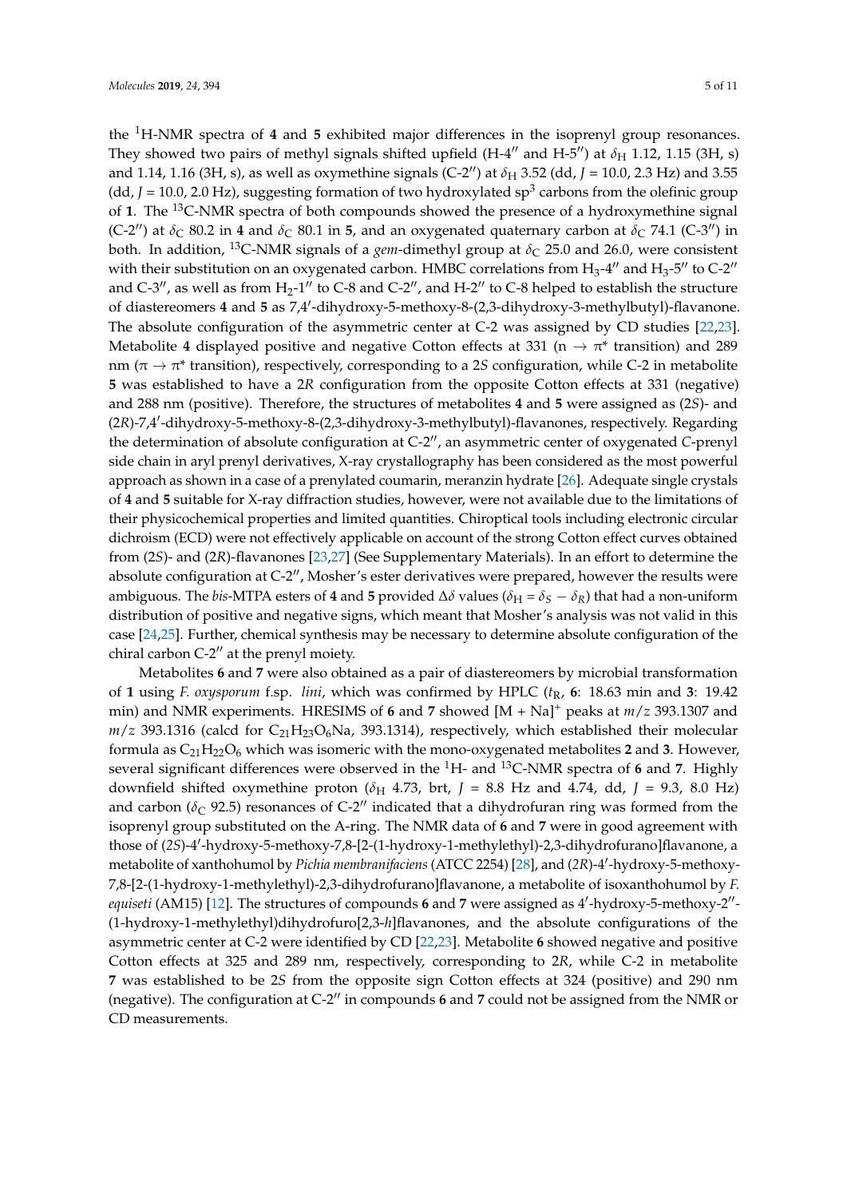the $^{1}$H-NMR spectra of **4** and **5** exhibited major differences in the isoprenyl group resonances. They showed two pairs of methyl signals shifted upfield (H-4″ and H-5″) at $\delta_H$ 1.12, 1.15 (3H, s) and 1.14, 1.16 (3H, s), as well as oxymethine signals (C-2″) at $\delta_H$ 3.52 (dd, $J$ = 10.0, 2.3 Hz) and 3.55 (dd, $J$ = 10.0, 2.0 Hz), suggesting formation of two hydroxylated sp$^3$ carbons from the olefinic group of **1**. The $^{13}$C-NMR spectra of both compounds showed the presence of a hydroxymethine signal (C-2″) at $\delta_C$ 80.2 in **4** and $\delta_C$ 80.1 in **5**, and an oxygenated quaternary carbon at $\delta_C$ 74.1 (C-3″) in both. In addition, $^{13}$C-NMR signals of a *gem*-dimethyl group at $\delta_C$ 25.0 and 26.0, were consistent with their substitution on an oxygenated carbon. HMBC correlations from $H_3$-4″ and $H_3$-5″ to C-2″ and C-3″, as well as from $H_2$-1″ to C-8 and C-2″, and H-2″ to C-8 helped to establish the structure of diastereomers **4** and **5** as 7,4′-dihydroxy-5-methoxy-8-(2,3-dihydroxy-3-methylbutyl)-flavanone. The absolute configuration of the asymmetric center at C-2 was assigned by CD studies [22,23]. Metabolite **4** displayed positive and negative Cotton effects at 331 (n → π* transition) and 289 nm (π → π* transition), respectively, corresponding to a 2*S* configuration, while C-2 in metabolite **5** was established to have a 2*R* configuration from the opposite Cotton effects at 331 (negative) and 288 nm (positive). Therefore, the structures of metabolites **4** and **5** were assigned as (2*S*)- and (2*R*)-7,4′-dihydroxy-5-methoxy-8-(2,3-dihydroxy-3-methylbutyl)-flavanones, respectively. Regarding the determination of absolute configuration at C-2″, an asymmetric center of oxygenated *C*-prenyl side chain in aryl prenyl derivatives, X-ray crystallography has been considered as the most powerful approach as shown in a case of a prenylated coumarin, meranzin hydrate [26]. Adequate single crystals of **4** and **5** suitable for X-ray diffraction studies, however, were not available due to the limitations of their physicochemical properties and limited quantities. Chiroptical tools including electronic circular dichroism (ECD) were not effectively applicable on account of the strong Cotton effect curves obtained from (2*S*)- and (2*R*)-flavanones [23,27] (See Supplementary Materials). In an effort to determine the absolute configuration at C-2″, Mosher's ester derivatives were prepared, however the results were ambiguous. The *bis*-MTPA esters of **4** and **5** provided $\Delta\delta$ values ($\delta_H = \delta_S - \delta_R$) that had a non-uniform distribution of positive and negative signs, which meant that Mosher's analysis was not valid in this case [24,25]. Further, chemical synthesis may be necessary to determine absolute configuration of the chiral carbon C-2″ at the prenyl moiety.

Metabolites **6** and **7** were also obtained as a pair of diastereomers by microbial transformation of **1** using *F. oxysporum* f.sp. *lini*, which was confirmed by HPLC ($t_R$, **6**: 18.63 min and **3**: 19.42 min) and NMR experiments. HRESIMS of **6** and **7** showed [M + Na]$^+$ peaks at $m/z$ 393.1307 and $m/z$ 393.1316 (calcd for $C_{21}H_{23}O_6Na$, 393.1314), respectively, which established their molecular formula as $C_{21}H_{22}O_6$ which was isomeric with the mono-oxygenated metabolites **2** and **3**. However, several significant differences were observed in the $^{1}$H- and $^{13}$C-NMR spectra of **6** and **7**. Highly downfield shifted oxymethine proton ($\delta_H$ 4.73, brt, $J$ = 8.8 Hz and 4.74, dd, $J$ = 9.3, 8.0 Hz) and carbon ($\delta_C$ 92.5) resonances of C-2″ indicated that a dihydrofuran ring was formed from the isoprenyl group substituted on the A-ring. The NMR data of **6** and **7** were in good agreement with those of (2*S*)-4′-hydroxy-5-methoxy-7,8-[2-(1-hydroxy-1-methylethyl)-2,3-dihydrofurano]flavanone, a metabolite of xanthohumol by *Pichia membranifaciens* (ATCC 2254) [28], and (2*R*)-4′-hydroxy-5-methoxy-7,8-[2-(1-hydroxy-1-methylethyl)-2,3-dihydrofurano]flavanone, a metabolite of isoxanthohumol by *F. equiseti* (AM15) [12]. The structures of compounds **6** and **7** were assigned as 4′-hydroxy-5-methoxy-2″-(1-hydroxy-1-methylethyl)dihydrofuro[2,3-*h*]flavanones, and the absolute configurations of the asymmetric center at C-2 were identified by CD [22,23]. Metabolite **6** showed negative and positive Cotton effects at 325 and 289 nm, respectively, corresponding to 2*R*, while C-2 in metabolite **7** was established to be 2*S* from the opposite sign Cotton effects at 324 (positive) and 290 nm (negative). The configuration at C-2″ in compounds **6** and **7** could not be assigned from the NMR or CD measurements.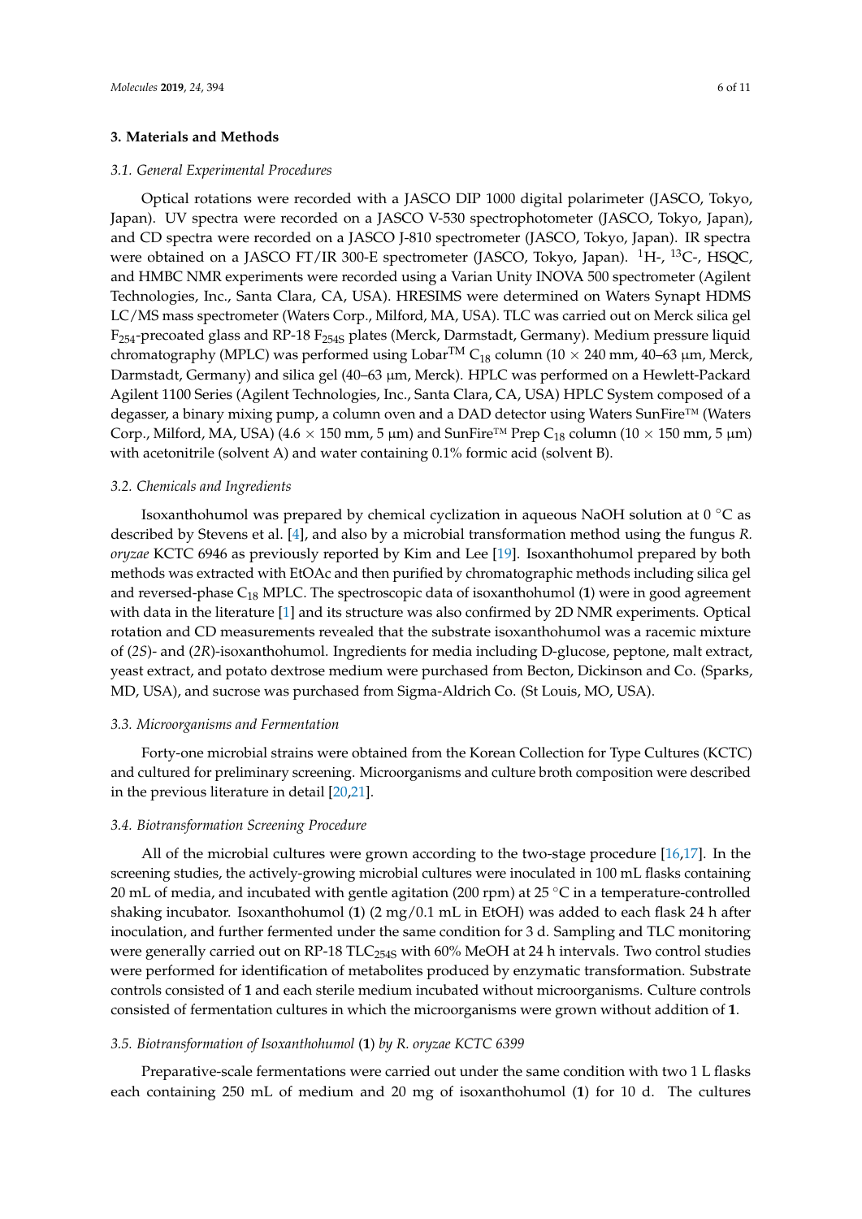## 3. Materials and Methods

### 3.1. General Experimental Procedures

Optical rotations were recorded with a JASCO DIP 1000 digital polarimeter (JASCO, Tokyo, Japan). UV spectra were recorded on a JASCO V-530 spectrophotometer (JASCO, Tokyo, Japan), and CD spectra were recorded on a JASCO J-810 spectrometer (JASCO, Tokyo, Japan). IR spectra were obtained on a JASCO FT/IR 300-E spectrometer (JASCO, Tokyo, Japan). $^{1}$H-, $^{13}$C-, HSQC, and HMBC NMR experiments were recorded using a Varian Unity INOVA 500 spectrometer (Agilent Technologies, Inc., Santa Clara, CA, USA). HRESIMS were determined on Waters Synapt HDMS LC/MS mass spectrometer (Waters Corp., Milford, MA, USA). TLC was carried out on Merck silica gel $F_{254}$-precoated glass and RP-18 $F_{254S}$ plates (Merck, Darmstadt, Germany). Medium pressure liquid chromatography (MPLC) was performed using Lobar™ $C_{18}$ column (10 × 240 mm, 40–63 µm, Merck, Darmstadt, Germany) and silica gel (40–63 µm, Merck). HPLC was performed on a Hewlett-Packard Agilent 1100 Series (Agilent Technologies, Inc., Santa Clara, CA, USA) HPLC System composed of a degasser, a binary mixing pump, a column oven and a DAD detector using Waters SunFire™ (Waters Corp., Milford, MA, USA) (4.6 × 150 mm, 5 µm) and SunFire™ Prep $C_{18}$ column (10 × 150 mm, 5 µm) with acetonitrile (solvent A) and water containing 0.1% formic acid (solvent B).

### 3.2. Chemicals and Ingredients

Isoxanthohumol was prepared by chemical cyclization in aqueous NaOH solution at 0 °C as described by Stevens et al. [4], and also by a microbial transformation method using the fungus *R. oryzae* KCTC 6946 as previously reported by Kim and Lee [19]. Isoxanthohumol prepared by both methods was extracted with EtOAc and then purified by chromatographic methods including silica gel and reversed-phase $C_{18}$ MPLC. The spectroscopic data of isoxanthohumol (**1**) were in good agreement with data in the literature [1] and its structure was also confirmed by 2D NMR experiments. Optical rotation and CD measurements revealed that the substrate isoxanthohumol was a racemic mixture of (2*S*)- and (2*R*)-isoxanthohumol. Ingredients for media including D-glucose, peptone, malt extract, yeast extract, and potato dextrose medium were purchased from Becton, Dickinson and Co. (Sparks, MD, USA), and sucrose was purchased from Sigma-Aldrich Co. (St Louis, MO, USA).

### 3.3. Microorganisms and Fermentation

Forty-one microbial strains were obtained from the Korean Collection for Type Cultures (KCTC) and cultured for preliminary screening. Microorganisms and culture broth composition were described in the previous literature in detail [20,21].

### 3.4. Biotransformation Screening Procedure

All of the microbial cultures were grown according to the two-stage procedure [16,17]. In the screening studies, the actively-growing microbial cultures were inoculated in 100 mL flasks containing 20 mL of media, and incubated with gentle agitation (200 rpm) at 25 °C in a temperature-controlled shaking incubator. Isoxanthohumol (**1**) (2 mg/0.1 mL in EtOH) was added to each flask 24 h after inoculation, and further fermented under the same condition for 3 d. Sampling and TLC monitoring were generally carried out on RP-18 $TLC_{254S}$ with 60% MeOH at 24 h intervals. Two control studies were performed for identification of metabolites produced by enzymatic transformation. Substrate controls consisted of **1** and each sterile medium incubated without microorganisms. Culture controls consisted of fermentation cultures in which the microorganisms were grown without addition of **1**.

### 3.5. Biotransformation of Isoxanthohumol (1) by R. oryzae KCTC 6399

Preparative-scale fermentations were carried out under the same condition with two 1 L flasks each containing 250 mL of medium and 20 mg of isoxanthohumol (**1**) for 10 d. The cultures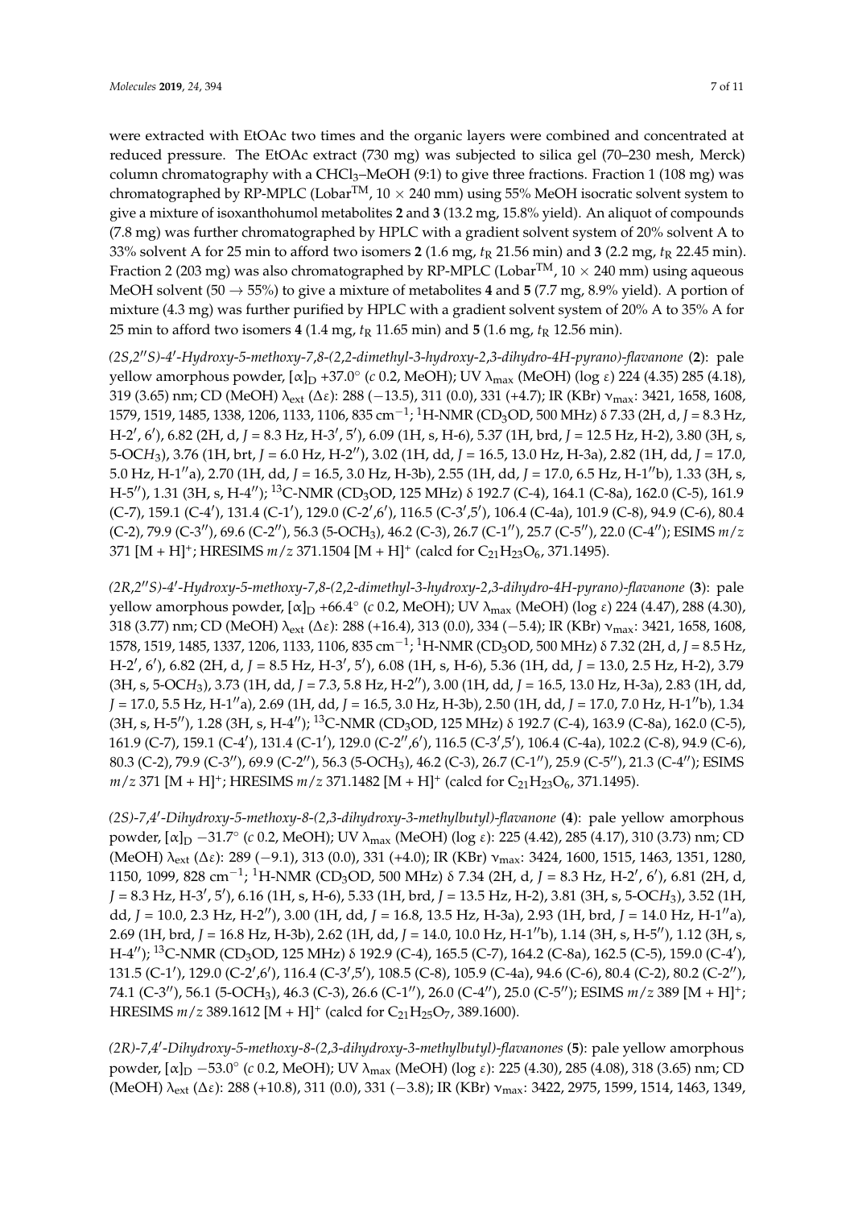were extracted with EtOAc two times and the organic layers were combined and concentrated at reduced pressure. The EtOAc extract (730 mg) was subjected to silica gel (70–230 mesh, Merck) column chromatography with a $CHCl_3$–MeOH (9:1) to give three fractions. Fraction 1 (108 mg) was chromatographed by RP-MPLC (Lobar$^{TM}$, 10 × 240 mm) using 55% MeOH isocratic solvent system to give a mixture of isoxanthohumol metabolites **2** and **3** (13.2 mg, 15.8% yield). An aliquot of compounds (7.8 mg) was further chromatographed by HPLC with a gradient solvent system of 20% solvent A to 33% solvent A for 25 min to afford two isomers **2** (1.6 mg, $t_R$ 21.56 min) and **3** (2.2 mg, $t_R$ 22.45 min). Fraction 2 (203 mg) was also chromatographed by RP-MPLC (Lobar$^{TM}$, 10 × 240 mm) using aqueous MeOH solvent (50 → 55%) to give a mixture of metabolites **4** and **5** (7.7 mg, 8.9% yield). A portion of mixture (4.3 mg) was further purified by HPLC with a gradient solvent system of 20% A to 35% A for 25 min to afford two isomers **4** (1.4 mg, $t_R$ 11.65 min) and **5** (1.6 mg, $t_R$ 12.56 min).

*(2S,2″S)-4′-Hydroxy-5-methoxy-7,8-(2,2-dimethyl-3-hydroxy-2,3-dihydro-4H-pyrano)-flavanone* (**2**): pale yellow amorphous powder, $[\alpha]_D$ +37.0° (*c* 0.2, MeOH); UV $\lambda_{max}$ (MeOH) (log ε) 224 (4.35) 285 (4.18), 319 (3.65) nm; CD (MeOH) $\lambda_{ext}$ (Δε): 288 (−13.5), 311 (0.0), 331 (+4.7); IR (KBr) $\nu_{max}$: 3421, 1658, 1608, 1579, 1519, 1485, 1338, 1206, 1133, 1106, 835 cm$^{-1}$; $^1$H-NMR ($CD_3OD$, 500 MHz) δ 7.33 (2H, d, *J* = 8.3 Hz, H-2′, 6′), 6.82 (2H, d, *J* = 8.3 Hz, H-3′, 5′), 6.09 (1H, s, H-6), 5.37 (1H, brd, *J* = 12.5 Hz, H-2), 3.80 (3H, s, 5-OC*H*$_3$), 3.76 (1H, brt, *J* = 6.0 Hz, H-2″), 3.02 (1H, dd, *J* = 16.5, 13.0 Hz, H-3a), 2.82 (1H, dd, *J* = 17.0, 5.0 Hz, H-1″a), 2.70 (1H, dd, *J* = 16.5, 3.0 Hz, H-3b), 2.55 (1H, dd, *J* = 17.0, 6.5 Hz, H-1″b), 1.33 (3H, s, H-5″), 1.31 (3H, s, H-4″); $^{13}$C-NMR ($CD_3OD$, 125 MHz) δ 192.7 (C-4), 164.1 (C-8a), 162.0 (C-5), 161.9 (C-7), 159.1 (C-4′), 131.4 (C-1′), 129.0 (C-2′,6′), 116.5 (C-3′,5′), 106.4 (C-4a), 101.9 (C-8), 94.9 (C-6), 80.4 (C-2), 79.9 (C-3″), 69.6 (C-2″), 56.3 (5-OCH$_3$), 46.2 (C-3), 26.7 (C-1″), 25.7 (C-5″), 22.0 (C-4″); ESIMS *m/z* 371 [M + H]$^+$; HRESIMS *m/z* 371.1504 [M + H]$^+$ (calcd for $C_{21}H_{23}O_6$, 371.1495).

*(2R,2″S)-4′-Hydroxy-5-methoxy-7,8-(2,2-dimethyl-3-hydroxy-2,3-dihydro-4H-pyrano)-flavanone* (**3**): pale yellow amorphous powder, $[\alpha]_D$ +66.4° (*c* 0.2, MeOH); UV $\lambda_{max}$ (MeOH) (log ε) 224 (4.47), 288 (4.30), 318 (3.77) nm; CD (MeOH) $\lambda_{ext}$ (Δε): 288 (+16.4), 313 (0.0), 334 (−5.4); IR (KBr) $\nu_{max}$: 3421, 1658, 1608, 1578, 1519, 1485, 1337, 1206, 1133, 1106, 835 cm$^{-1}$; $^1$H-NMR ($CD_3OD$, 500 MHz) δ 7.32 (2H, d, *J* = 8.5 Hz, H-2′, 6′), 6.82 (2H, d, *J* = 8.5 Hz, H-3′, 5′), 6.08 (1H, s, H-6), 5.36 (1H, dd, *J* = 13.0, 2.5 Hz, H-2), 3.79 (3H, s, 5-OC*H*$_3$), 3.73 (1H, dd, *J* = 7.3, 5.8 Hz, H-2″), 3.00 (1H, dd, *J* = 16.5, 13.0 Hz, H-3a), 2.83 (1H, dd, *J* = 17.0, 5.5 Hz, H-1″a), 2.69 (1H, dd, *J* = 16.5, 3.0 Hz, H-3b), 2.50 (1H, dd, *J* = 17.0, 7.0 Hz, H-1″b), 1.34 (3H, s, H-5″), 1.28 (3H, s, H-4″); $^{13}$C-NMR ($CD_3OD$, 125 MHz) δ 192.7 (C-4), 163.9 (C-8a), 162.0 (C-5), 161.9 (C-7), 159.1 (C-4′), 131.4 (C-1′), 129.0 (C-2″,6′), 116.5 (C-3′,5′), 106.4 (C-4a), 102.2 (C-8), 94.9 (C-6), 80.3 (C-2), 79.9 (C-3″), 69.9 (C-2″), 56.3 (5-OCH$_3$), 46.2 (C-3), 26.7 (C-1″), 25.9 (C-5″), 21.3 (C-4″); ESIMS *m/z* 371 [M + H]$^+$; HRESIMS *m/z* 371.1482 [M + H]$^+$ (calcd for $C_{21}H_{23}O_6$, 371.1495).

*(2S)-7,4′-Dihydroxy-5-methoxy-8-(2,3-dihydroxy-3-methylbutyl)-flavanone* (**4**): pale yellow amorphous powder, $[\alpha]_D$ −31.7° (*c* 0.2, MeOH); UV $\lambda_{max}$ (MeOH) (log ε): 225 (4.42), 285 (4.17), 310 (3.73) nm; CD (MeOH) $\lambda_{ext}$ (Δε): 289 (−9.1), 313 (0.0), 331 (+4.0); IR (KBr) $\nu_{max}$: 3424, 1600, 1515, 1463, 1351, 1280, 1150, 1099, 828 cm$^{-1}$; $^1$H-NMR ($CD_3OD$, 500 MHz) δ 7.34 (2H, d, *J* = 8.3 Hz, H-2′, 6′), 6.81 (2H, d, *J* = 8.3 Hz, H-3′, 5′), 6.16 (1H, s, H-6), 5.33 (1H, brd, *J* = 13.5 Hz, H-2), 3.81 (3H, s, 5-OC*H*$_3$), 3.52 (1H, dd, *J* = 10.0, 2.3 Hz, H-2″), 3.00 (1H, dd, *J* = 16.8, 13.5 Hz, H-3a), 2.93 (1H, brd, *J* = 14.0 Hz, H-1″a), 2.69 (1H, brd, *J* = 16.8 Hz, H-3b), 2.62 (1H, dd, *J* = 14.0, 10.0 Hz, H-1″b), 1.14 (3H, s, H-5″), 1.12 (3H, s, H-4″); $^{13}$C-NMR ($CD_3OD$, 125 MHz) δ 192.9 (C-4), 165.5 (C-7), 164.2 (C-8a), 162.5 (C-5), 159.0 (C-4′), 131.5 (C-1′), 129.0 (C-2′,6′), 116.4 (C-3′,5′), 108.5 (C-8), 105.9 (C-4a), 94.6 (C-6), 80.4 (C-2), 80.2 (C-2″), 74.1 (C-3″), 56.1 (5-OCH$_3$), 46.3 (C-3), 26.6 (C-1″), 26.0 (C-4″), 25.0 (C-5″); ESIMS *m/z* 389 [M + H]$^+$; HRESIMS *m/z* 389.1612 [M + H]$^+$ (calcd for $C_{21}H_{25}O_7$, 389.1600).

*(2R)-7,4′-Dihydroxy-5-methoxy-8-(2,3-dihydroxy-3-methylbutyl)-flavanones* (**5**): pale yellow amorphous powder, $[\alpha]_D$ −53.0° (*c* 0.2, MeOH); UV $\lambda_{max}$ (MeOH) (log ε): 225 (4.30), 285 (4.08), 318 (3.65) nm; CD (MeOH) $\lambda_{ext}$ (Δε): 288 (+10.8), 311 (0.0), 331 (−3.8); IR (KBr) $\nu_{max}$: 3422, 2975, 1599, 1514, 1463, 1349,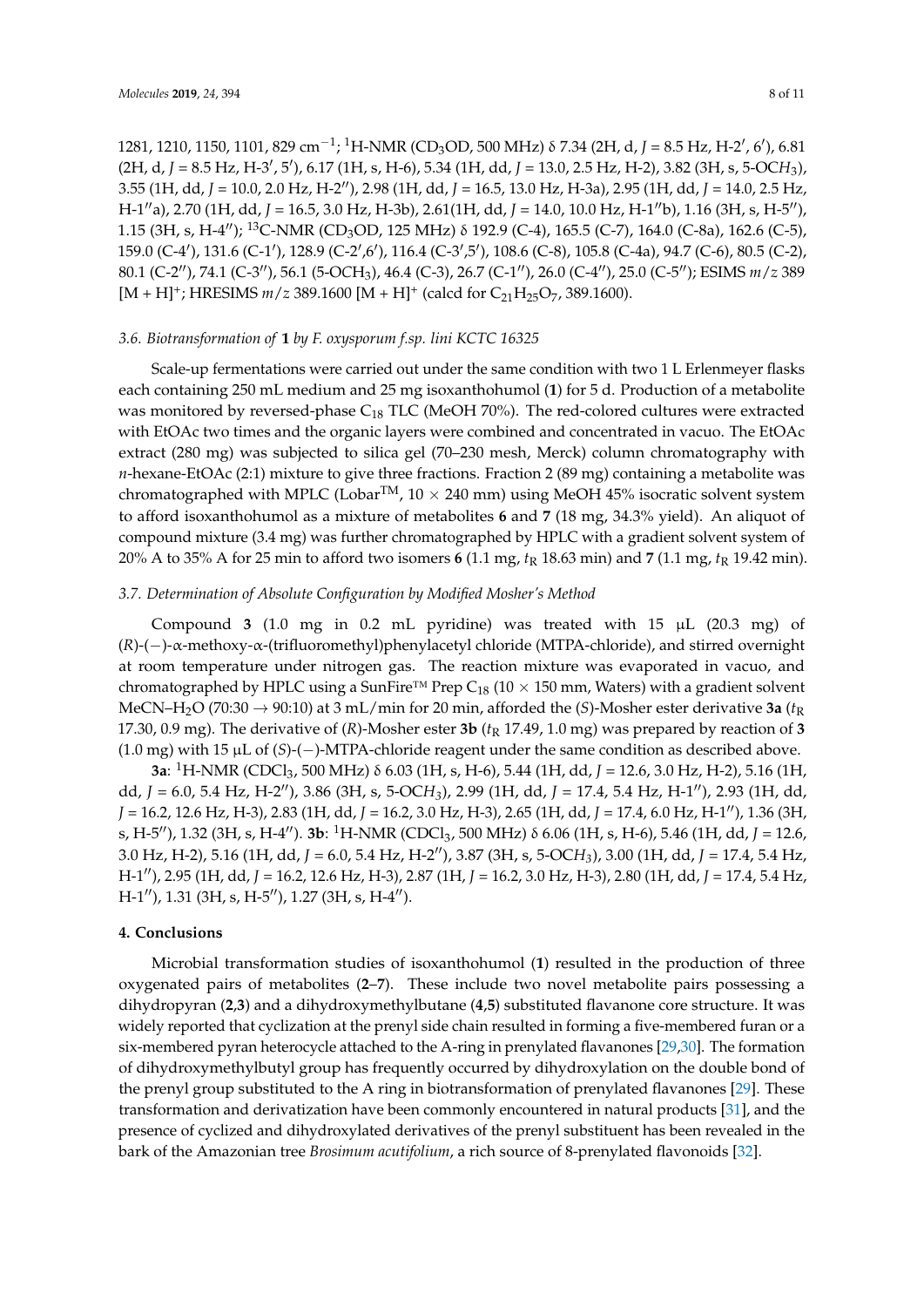1281, 1210, 1150, 1101, 829 $cm^{-1}$; $^{1}$H-NMR ($CD_3OD$, 500 MHz) δ 7.34 (2H, d, *J* = 8.5 Hz, H-2′, 6′), 6.81 (2H, d, *J* = 8.5 Hz, H-3′, 5′), 6.17 (1H, s, H-6), 5.34 (1H, dd, *J* = 13.0, 2.5 Hz, H-2), 3.82 (3H, s, 5-OC$H_3$), 3.55 (1H, dd, *J* = 10.0, 2.0 Hz, H-2″), 2.98 (1H, dd, *J* = 16.5, 13.0 Hz, H-3a), 2.95 (1H, dd, *J* = 14.0, 2.5 Hz, H-1″a), 2.70 (1H, dd, *J* = 16.5, 3.0 Hz, H-3b), 2.61(1H, dd, *J* = 14.0, 10.0 Hz, H-1″b), 1.16 (3H, s, H-5″), 1.15 (3H, s, H-4″); $^{13}$C-NMR ($CD_3OD$, 125 MHz) δ 192.9 (C-4), 165.5 (C-7), 164.0 (C-8a), 162.6 (C-5), 159.0 (C-4′), 131.6 (C-1′), 128.9 (C-2′,6′), 116.4 (C-3′,5′), 108.6 (C-8), 105.8 (C-4a), 94.7 (C-6), 80.5 (C-2), 80.1 (C-2″), 74.1 (C-3″), 56.1 (5-OC$H_3$), 46.4 (C-3), 26.7 (C-1″), 26.0 (C-4″), 25.0 (C-5″); ESIMS *m*/*z* 389 $[M + H]^+$; HRESIMS *m*/*z* 389.1600 $[M + H]^+$ (calcd for $C_{21}H_{25}O_7$, 389.1600).

### 3.6. Biotransformation of **1** by *F. oxysporum f.sp. lini KCTC 16325*

Scale-up fermentations were carried out under the same condition with two 1 L Erlenmeyer flasks each containing 250 mL medium and 25 mg isoxanthohumol (**1**) for 5 d. Production of a metabolite was monitored by reversed-phase $C_{18}$ TLC (MeOH 70%). The red-colored cultures were extracted with EtOAc two times and the organic layers were combined and concentrated in vacuo. The EtOAc extract (280 mg) was subjected to silica gel (70–230 mesh, Merck) column chromatography with *n*-hexane-EtOAc (2:1) mixture to give three fractions. Fraction 2 (89 mg) containing a metabolite was chromatographed with MPLC (Lobar™, 10 × 240 mm) using MeOH 45% isocratic solvent system to afford isoxanthohumol as a mixture of metabolites **6** and **7** (18 mg, 34.3% yield). An aliquot of compound mixture (3.4 mg) was further chromatographed by HPLC with a gradient solvent system of 20% A to 35% A for 25 min to afford two isomers **6** (1.1 mg, $t_R$ 18.63 min) and **7** (1.1 mg, $t_R$ 19.42 min).

### 3.7. Determination of Absolute Configuration by Modified Mosher's Method

Compound **3** (1.0 mg in 0.2 mL pyridine) was treated with 15 μL (20.3 mg) of (*R*)-(−)-α-methoxy-α-(trifluoromethyl)phenylacetyl chloride (MTPA-chloride), and stirred overnight at room temperature under nitrogen gas. The reaction mixture was evaporated in vacuo, and chromatographed by HPLC using a SunFire™ Prep $C_{18}$ (10 × 150 mm, Waters) with a gradient solvent MeCN–$H_2O$ (70:30 → 90:10) at 3 mL/min for 20 min, afforded the (*S*)-Mosher ester derivative **3a** ($t_R$ 17.30, 0.9 mg). The derivative of (*R*)-Mosher ester **3b** ($t_R$ 17.49, 1.0 mg) was prepared by reaction of **3** (1.0 mg) with 15 μL of (*S*)-(−)-MTPA-chloride reagent under the same condition as described above.

**3a**: $^{1}$H-NMR ($CDCl_3$, 500 MHz) δ 6.03 (1H, s, H-6), 5.44 (1H, dd, *J* = 12.6, 3.0 Hz, H-2), 5.16 (1H, dd, *J* = 6.0, 5.4 Hz, H-2″), 3.86 (3H, s, 5-OC$H_3$), 2.99 (1H, dd, *J* = 17.4, 5.4 Hz, H-1″), 2.93 (1H, dd, *J* = 16.2, 12.6 Hz, H-3), 2.83 (1H, dd, *J* = 16.2, 3.0 Hz, H-3), 2.65 (1H, dd, *J* = 17.4, 6.0 Hz, H-1″), 1.36 (3H, s, H-5″), 1.32 (3H, s, H-4″). **3b**: $^{1}$H-NMR ($CDCl_3$, 500 MHz) δ 6.06 (1H, s, H-6), 5.46 (1H, dd, *J* = 12.6, 3.0 Hz, H-2), 5.16 (1H, dd, *J* = 6.0, 5.4 Hz, H-2″), 3.87 (3H, s, 5-OC$H_3$), 3.00 (1H, dd, *J* = 17.4, 5.4 Hz, H-1″), 2.95 (1H, dd, *J* = 16.2, 12.6 Hz, H-3), 2.87 (1H, *J* = 16.2, 3.0 Hz, H-3), 2.80 (1H, dd, *J* = 17.4, 5.4 Hz, H-1″), 1.31 (3H, s, H-5″), 1.27 (3H, s, H-4″).

## 4. Conclusions

Microbial transformation studies of isoxanthohumol (**1**) resulted in the production of three oxygenated pairs of metabolites (**2**–**7**). These include two novel metabolite pairs possessing a dihydropyran (**2**,**3**) and a dihydroxymethylbutane (**4**,**5**) substituted flavanone core structure. It was widely reported that cyclization at the prenyl side chain resulted in forming a five-membered furan or a six-membered pyran heterocycle attached to the A-ring in prenylated flavanones [29,30]. The formation of dihydroxymethylbutyl group has frequently occurred by dihydroxylation on the double bond of the prenyl group substituted to the A ring in biotransformation of prenylated flavanones [29]. These transformation and derivatization have been commonly encountered in natural products [31], and the presence of cyclized and dihydroxylated derivatives of the prenyl substituent has been revealed in the bark of the Amazonian tree *Brosimum acutifolium*, a rich source of 8-prenylated flavonoids [32].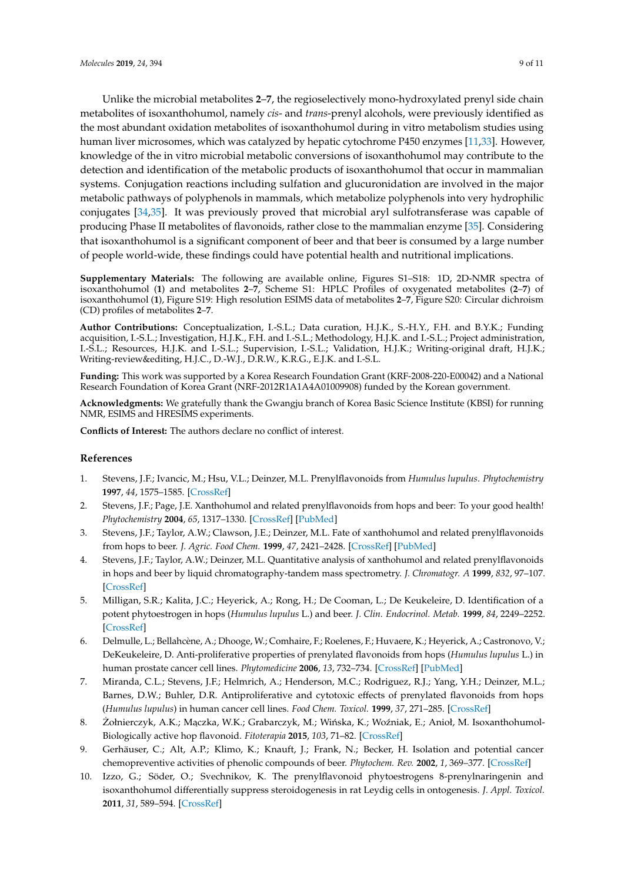Unlike the microbial metabolites **2**–**7**, the regioselectively mono-hydroxylated prenyl side chain metabolites of isoxanthohumol, namely *cis*- and *trans*-prenyl alcohols, were previously identified as the most abundant oxidation metabolites of isoxanthohumol during in vitro metabolism studies using human liver microsomes, which was catalyzed by hepatic cytochrome P450 enzymes [11,33]. However, knowledge of the in vitro microbial metabolic conversions of isoxanthohumol may contribute to the detection and identification of the metabolic products of isoxanthohumol that occur in mammalian systems. Conjugation reactions including sulfation and glucuronidation are involved in the major metabolic pathways of polyphenols in mammals, which metabolize polyphenols into very hydrophilic conjugates [34,35]. It was previously proved that microbial aryl sulfotransferase was capable of producing Phase II metabolites of flavonoids, rather close to the mammalian enzyme [35]. Considering that isoxanthohumol is a significant component of beer and that beer is consumed by a large number of people world-wide, these findings could have potential health and nutritional implications.

**Supplementary Materials:** The following are available online, Figures S1–S18: 1D, 2D-NMR spectra of isoxanthohumol (**1**) and metabolites **2**–**7**, Scheme S1: HPLC Profiles of oxygenated metabolites (**2**–**7**) of isoxanthohumol (**1**), Figure S19: High resolution ESIMS data of metabolites **2**–**7**, Figure S20: Circular dichroism (CD) profiles of metabolites **2**–**7**.

**Author Contributions:** Conceptualization, I.-S.L.; Data curation, H.J.K., S.-H.Y., F.H. and B.Y.K.; Funding acquisition, I.-S.L.; Investigation, H.J.K., F.H. and I.-S.L.; Methodology, H.J.K. and I.-S.L.; Project administration, I.-S.L.; Resources, H.J.K. and I.-S.L.; Supervision, I.-S.L.; Validation, H.J.K.; Writing-original draft, H.J.K.; Writing-review&editing, H.J.C., D.-W.J., D.R.W., K.R.G., E.J.K. and I.-S.L.

**Funding:** This work was supported by a Korea Research Foundation Grant (KRF-2008-220-E00042) and a National Research Foundation of Korea Grant (NRF-2012R1A1A4A01009908) funded by the Korean government.

**Acknowledgments:** We gratefully thank the Gwangju branch of Korea Basic Science Institute (KBSI) for running NMR, ESIMS and HRESIMS experiments.

**Conflicts of Interest:** The authors declare no conflict of interest.

## References

1. Stevens, J.F.; Ivancic, M.; Hsu, V.L.; Deinzer, M.L. Prenylflavonoids from *Humulus lupulus*. *Phytochemistry* **1997**, *44*, 1575–1585. [CrossRef]
2. Stevens, J.F.; Page, J.E. Xanthohumol and related prenylflavonoids from hops and beer: To your good health! *Phytochemistry* **2004**, *65*, 1317–1330. [CrossRef] [PubMed]
3. Stevens, J.F.; Taylor, A.W.; Clawson, J.E.; Deinzer, M.L. Fate of xanthohumol and related prenylflavonoids from hops to beer. *J. Agric. Food Chem.* **1999**, *47*, 2421–2428. [CrossRef] [PubMed]
4. Stevens, J.F.; Taylor, A.W.; Deinzer, M.L. Quantitative analysis of xanthohumol and related prenylflavonoids in hops and beer by liquid chromatography-tandem mass spectrometry. *J. Chromatogr. A* **1999**, *832*, 97–107. [CrossRef]
5. Milligan, S.R.; Kalita, J.C.; Heyerick, A.; Rong, H.; De Cooman, L.; De Keukeleire, D. Identification of a potent phytoestrogen in hops (*Humulus lupulus* L.) and beer. *J. Clin. Endocrinol. Metab.* **1999**, *84*, 2249–2252. [CrossRef]
6. Delmulle, L.; Bellahcène, A.; Dhooge, W.; Comhaire, F.; Roelenes, F.; Huvaere, K.; Heyerick, A.; Castronovo, V.; DeKeukeleire, D. Anti-proliferative properties of prenylated flavonoids from hops (*Humulus lupulus* L.) in human prostate cancer cell lines. *Phytomedicine* **2006**, *13*, 732–734. [CrossRef] [PubMed]
7. Miranda, C.L.; Stevens, J.F.; Helmrich, A.; Henderson, M.C.; Rodriguez, R.J.; Yang, Y.H.; Deinzer, M.L.; Barnes, D.W.; Buhler, D.R. Antiproliferative and cytotoxic effects of prenylated flavonoids from hops (*Humulus lupulus*) in human cancer cell lines. *Food Chem. Toxicol.* **1999**, *37*, 271–285. [CrossRef]
8. Żołnierczyk, A.K.; Mączka, W.K.; Grabarczyk, M.; Wińska, K.; Woźniak, E.; Anioł, M. Isoxanthohumol-Biologically active hop flavonoid. *Fitoterapia* **2015**, *103*, 71–82. [CrossRef]
9. Gerhäuser, C.; Alt, A.P.; Klimo, K.; Knauft, J.; Frank, N.; Becker, H. Isolation and potential cancer chemopreventive activities of phenolic compounds of beer. *Phytochem. Rev.* **2002**, *1*, 369–377. [CrossRef]
10. Izzo, G.; Söder, O.; Svechnikov, K. The prenylflavonoid phytoestrogens 8-prenylnaringenin and isoxanthohumol differentially suppress steroidogenesis in rat Leydig cells in ontogenesis. *J. Appl. Toxicol.* **2011**, *31*, 589–594. [CrossRef]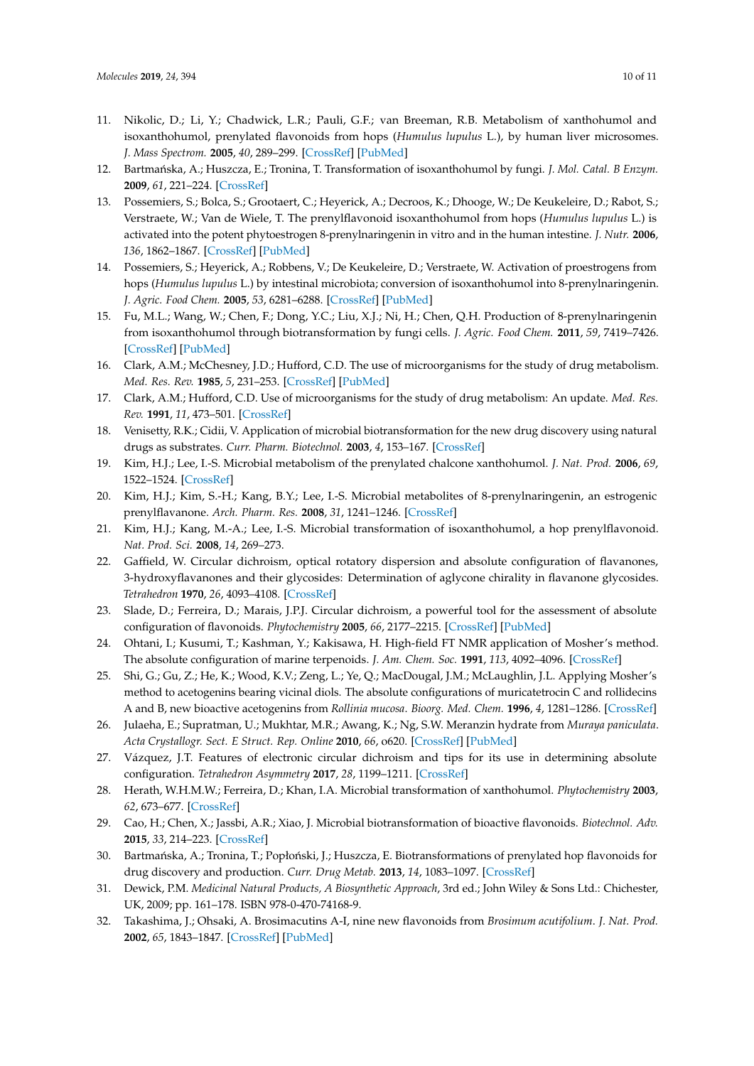11. Nikolic, D.; Li, Y.; Chadwick, L.R.; Pauli, G.F.; van Breeman, R.B. Metabolism of xanthohumol and isoxanthohumol, prenylated flavonoids from hops (*Humulus lupulus* L.), by human liver microsomes. *J. Mass Spectrom.* **2005**, *40*, 289–299. [CrossRef] [PubMed]
12. Bartmańska, A.; Huszcza, E.; Tronina, T. Transformation of isoxanthohumol by fungi. *J. Mol. Catal. B Enzym.* **2009**, *61*, 221–224. [CrossRef]
13. Possemiers, S.; Bolca, S.; Grootaert, C.; Heyerick, A.; Decroos, K.; Dhooge, W.; De Keukeleire, D.; Rabot, S.; Verstraete, W.; Van de Wiele, T. The prenylflavonoid isoxanthohumol from hops (*Humulus lupulus* L.) is activated into the potent phytoestrogen 8-prenylnaringenin in vitro and in the human intestine. *J. Nutr.* **2006**, *136*, 1862–1867. [CrossRef] [PubMed]
14. Possemiers, S.; Heyerick, A.; Robbens, V.; De Keukeleire, D.; Verstraete, W. Activation of proestrogens from hops (*Humulus lupulus* L.) by intestinal microbiota; conversion of isoxanthohumol into 8-prenylnaringenin. *J. Agric. Food Chem.* **2005**, *53*, 6281–6288. [CrossRef] [PubMed]
15. Fu, M.L.; Wang, W.; Chen, F.; Dong, Y.C.; Liu, X.J.; Ni, H.; Chen, Q.H. Production of 8-prenylnaringenin from isoxanthohumol through biotransformation by fungi cells. *J. Agric. Food Chem.* **2011**, *59*, 7419–7426. [CrossRef] [PubMed]
16. Clark, A.M.; McChesney, J.D.; Hufford, C.D. The use of microorganisms for the study of drug metabolism. *Med. Res. Rev.* **1985**, *5*, 231–253. [CrossRef] [PubMed]
17. Clark, A.M.; Hufford, C.D. Use of microorganisms for the study of drug metabolism: An update. *Med. Res. Rev.* **1991**, *11*, 473–501. [CrossRef]
18. Venisetty, R.K.; Cidii, V. Application of microbial biotransformation for the new drug discovery using natural drugs as substrates. *Curr. Pharm. Biotechnol.* **2003**, *4*, 153–167. [CrossRef]
19. Kim, H.J.; Lee, I.-S. Microbial metabolism of the prenylated chalcone xanthohumol. *J. Nat. Prod.* **2006**, *69*, 1522–1524. [CrossRef]
20. Kim, H.J.; Kim, S.-H.; Kang, B.Y.; Lee, I.-S. Microbial metabolites of 8-prenylnaringenin, an estrogenic prenylflavanone. *Arch. Pharm. Res.* **2008**, *31*, 1241–1246. [CrossRef]
21. Kim, H.J.; Kang, M.-A.; Lee, I.-S. Microbial transformation of isoxanthohumol, a hop prenylflavonoid. *Nat. Prod. Sci.* **2008**, *14*, 269–273.
22. Gaffield, W. Circular dichroism, optical rotatory dispersion and absolute configuration of flavanones, 3-hydroxyflavanones and their glycosides: Determination of aglycone chirality in flavanone glycosides. *Tetrahedron* **1970**, *26*, 4093–4108. [CrossRef]
23. Slade, D.; Ferreira, D.; Marais, J.P.J. Circular dichroism, a powerful tool for the assessment of absolute configuration of flavonoids. *Phytochemistry* **2005**, *66*, 2177–2215. [CrossRef] [PubMed]
24. Ohtani, I.; Kusumi, T.; Kashman, Y.; Kakisawa, H. High-field FT NMR application of Mosher's method. The absolute configuration of marine terpenoids. *J. Am. Chem. Soc.* **1991**, *113*, 4092–4096. [CrossRef]
25. Shi, G.; Gu, Z.; He, K.; Wood, K.V.; Zeng, L.; Ye, Q.; MacDougal, J.M.; McLaughlin, J.L. Applying Mosher's method to acetogenins bearing vicinal diols. The absolute configurations of muricatetrocin C and rollidecins A and B, new bioactive acetogenins from *Rollinia mucosa*. *Bioorg. Med. Chem.* **1996**, *4*, 1281–1286. [CrossRef]
26. Julaeha, E.; Supratman, U.; Mukhtar, M.R.; Awang, K.; Ng, S.W. Meranzin hydrate from *Muraya paniculata*. *Acta Crystallogr. Sect. E Struct. Rep. Online* **2010**, *66*, o620. [CrossRef] [PubMed]
27. Vázquez, J.T. Features of electronic circular dichroism and tips for its use in determining absolute configuration. *Tetrahedron Asymmetry* **2017**, *28*, 1199–1211. [CrossRef]
28. Herath, W.H.M.W.; Ferreira, D.; Khan, I.A. Microbial transformation of xanthohumol. *Phytochemistry* **2003**, *62*, 673–677. [CrossRef]
29. Cao, H.; Chen, X.; Jassbi, A.R.; Xiao, J. Microbial biotransformation of bioactive flavonoids. *Biotechnol. Adv.* **2015**, *33*, 214–223. [CrossRef]
30. Bartmańska, A.; Tronina, T.; Popłoński, J.; Huszcza, E. Biotransformations of prenylated hop flavonoids for drug discovery and production. *Curr. Drug Metab.* **2013**, *14*, 1083–1097. [CrossRef]
31. Dewick, P.M. *Medicinal Natural Products, A Biosynthetic Approach*, 3rd ed.; John Wiley & Sons Ltd.: Chichester, UK, 2009; pp. 161–178. ISBN 978-0-470-74168-9.
32. Takashima, J.; Ohsaki, A. Brosimacutins A-I, nine new flavonoids from *Brosimum acutifolium*. *J. Nat. Prod.* **2002**, *65*, 1843–1847. [CrossRef] [PubMed]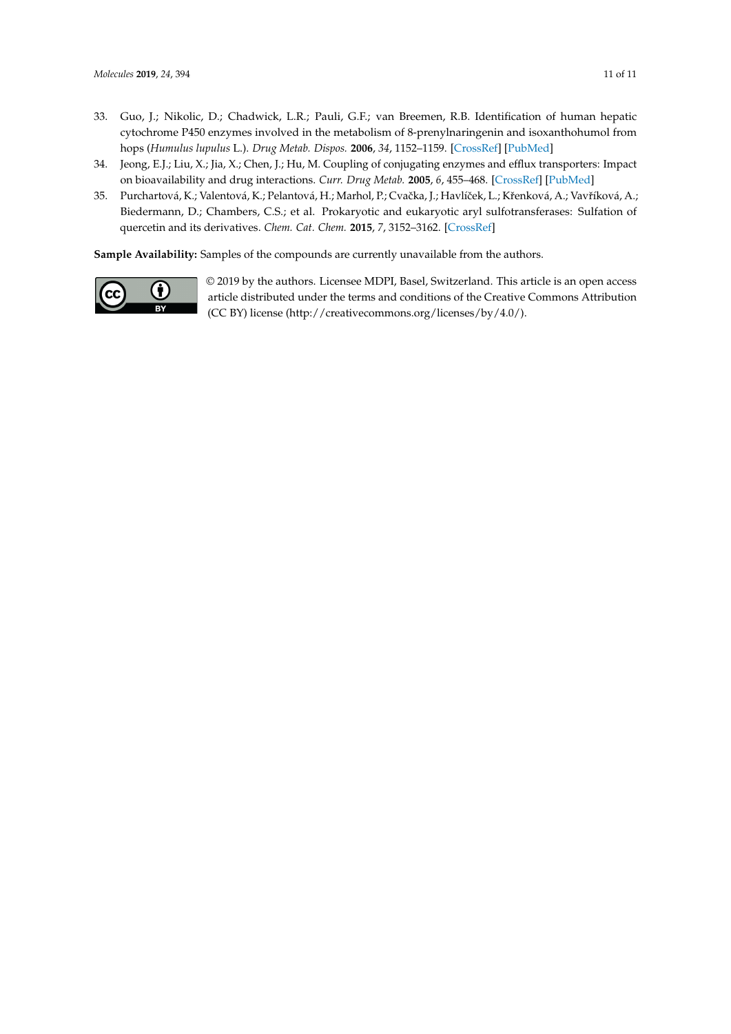33. Guo, J.; Nikolic, D.; Chadwick, L.R.; Pauli, G.F.; van Breemen, R.B. Identification of human hepatic cytochrome P450 enzymes involved in the metabolism of 8-prenylnaringenin and isoxanthohumol from hops (*Humulus lupulus* L.). *Drug Metab. Dispos.* **2006**, *34*, 1152–1159. [CrossRef] [PubMed]
34. Jeong, E.J.; Liu, X.; Jia, X.; Chen, J.; Hu, M. Coupling of conjugating enzymes and efflux transporters: Impact on bioavailability and drug interactions. *Curr. Drug Metab.* **2005**, *6*, 455–468. [CrossRef] [PubMed]
35. Purchartová, K.; Valentová, K.; Pelantová, H.; Marhol, P.; Cvačka, J.; Havlíček, L.; Křenková, A.; Vavříková, A.; Biedermann, D.; Chambers, C.S.; et al. Prokaryotic and eukaryotic aryl sulfotransferases: Sulfation of quercetin and its derivatives. *Chem. Cat. Chem.* **2015**, *7*, 3152–3162. [CrossRef]

**Sample Availability:** Samples of the compounds are currently unavailable from the authors.

© 2019 by the authors. Licensee MDPI, Basel, Switzerland. This article is an open access article distributed under the terms and conditions of the Creative Commons Attribution (CC BY) license (http://creativecommons.org/licenses/by/4.0/).